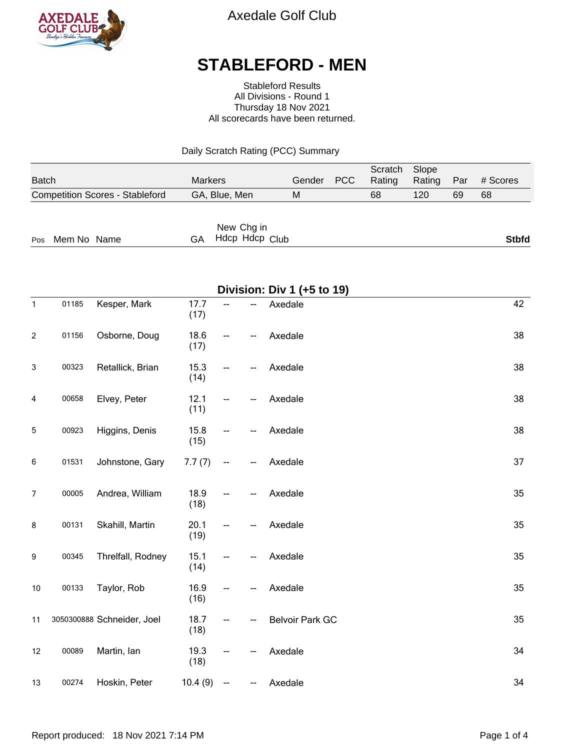Axedale Golf Club

# STABLEFORD - MEN

Stableford Results
All Divisions - Round 1
Thursday 18 Nov 2021
All scorecards have been returned.

Daily Scratch Rating (PCC) Summary

| Batch | Markers | Gender | PCC | Scratch Rating | Slope Rating | Par | # Scores |
|---|---|---|---|---|---|---|---|
| Competition Scores - Stableford | GA, Blue, Men | M | | 68 | 120 | 69 | 68 |

## Division: Div 1 (+5 to 19)

| Pos | Mem No | Name | GA | New Hdcp | Chg in Hdcp | Club | Stbfd |
|---|---|---|---|---|---|---|---|
| 1 | 01185 | Kesper, Mark | 17.7 (17) | -- | -- | Axedale | 42 |
| 2 | 01156 | Osborne, Doug | 18.6 (17) | -- | -- | Axedale | 38 |
| 3 | 00323 | Retallick, Brian | 15.3 (14) | -- | -- | Axedale | 38 |
| 4 | 00658 | Elvey, Peter | 12.1 (11) | -- | -- | Axedale | 38 |
| 5 | 00923 | Higgins, Denis | 15.8 (15) | -- | -- | Axedale | 38 |
| 6 | 01531 | Johnstone, Gary | 7.7 (7) | -- | -- | Axedale | 37 |
| 7 | 00005 | Andrea, William | 18.9 (18) | -- | -- | Axedale | 35 |
| 8 | 00131 | Skahill, Martin | 20.1 (19) | -- | -- | Axedale | 35 |
| 9 | 00345 | Threlfall, Rodney | 15.1 (14) | -- | -- | Axedale | 35 |
| 10 | 00133 | Taylor, Rob | 16.9 (16) | -- | -- | Axedale | 35 |
| 11 | 3050300888 | Schneider, Joel | 18.7 (18) | -- | -- | Belvoir Park GC | 35 |
| 12 | 00089 | Martin, Ian | 19.3 (18) | -- | -- | Axedale | 34 |
| 13 | 00274 | Hoskin, Peter | 10.4 (9) | -- | -- | Axedale | 34 |

Report produced: 18 Nov 2021 7:14 PM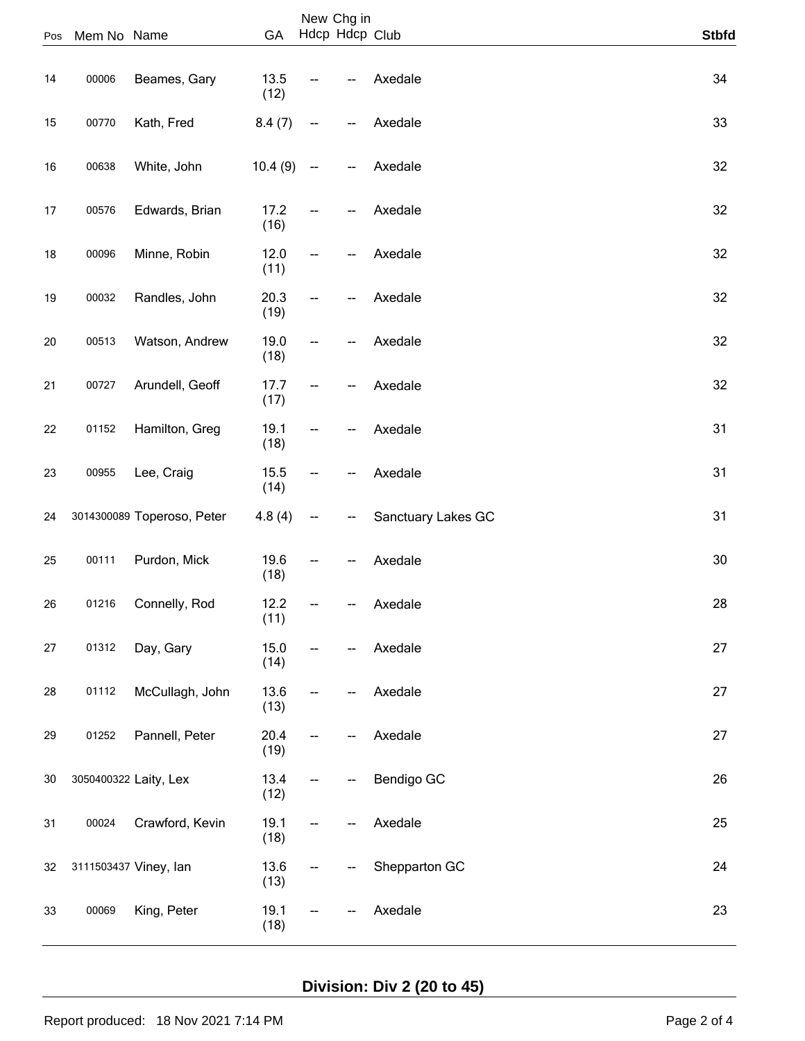| Pos | Mem No | Name | GA | New Hdcp | Chg in Hdcp | Club | Stbfd |
|---|---|---|---|---|---|---|---|
| 14 | 00006 | Beames, Gary | 13.5 (12) | -- | -- | Axedale | 34 |
| 15 | 00770 | Kath, Fred | 8.4 (7) | -- | -- | Axedale | 33 |
| 16 | 00638 | White, John | 10.4 (9) | -- | -- | Axedale | 32 |
| 17 | 00576 | Edwards, Brian | 17.2 (16) | -- | -- | Axedale | 32 |
| 18 | 00096 | Minne, Robin | 12.0 (11) | -- | -- | Axedale | 32 |
| 19 | 00032 | Randles, John | 20.3 (19) | -- | -- | Axedale | 32 |
| 20 | 00513 | Watson, Andrew | 19.0 (18) | -- | -- | Axedale | 32 |
| 21 | 00727 | Arundell, Geoff | 17.7 (17) | -- | -- | Axedale | 32 |
| 22 | 01152 | Hamilton, Greg | 19.1 (18) | -- | -- | Axedale | 31 |
| 23 | 00955 | Lee, Craig | 15.5 (14) | -- | -- | Axedale | 31 |
| 24 | 3014300089 | Toperoso, Peter | 4.8 (4) | -- | -- | Sanctuary Lakes GC | 31 |
| 25 | 00111 | Purdon, Mick | 19.6 (18) | -- | -- | Axedale | 30 |
| 26 | 01216 | Connelly, Rod | 12.2 (11) | -- | -- | Axedale | 28 |
| 27 | 01312 | Day, Gary | 15.0 (14) | -- | -- | Axedale | 27 |
| 28 | 01112 | McCullagh, John | 13.6 (13) | -- | -- | Axedale | 27 |
| 29 | 01252 | Pannell, Peter | 20.4 (19) | -- | -- | Axedale | 27 |
| 30 | 3050400322 | Laity, Lex | 13.4 (12) | -- | -- | Bendigo GC | 26 |
| 31 | 00024 | Crawford, Kevin | 19.1 (18) | -- | -- | Axedale | 25 |
| 32 | 3111503437 | Viney, Ian | 13.6 (13) | -- | -- | Shepparton GC | 24 |
| 33 | 00069 | King, Peter | 19.1 (18) | -- | -- | Axedale | 23 |

**Division: Div 2 (20 to 45)**

Report produced: 18 Nov 2021 7:14 PM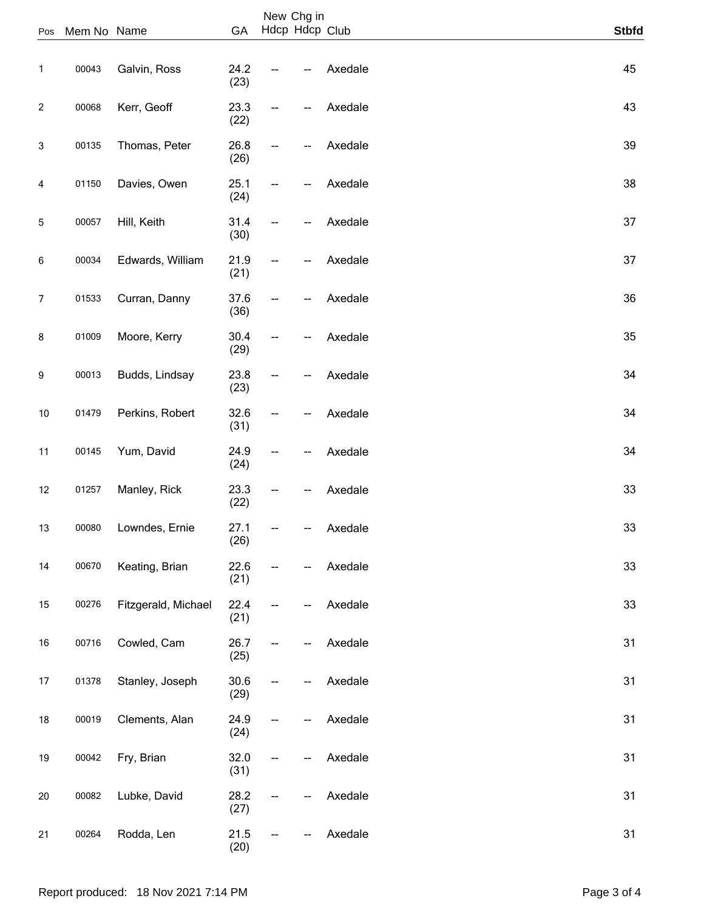| Pos | Mem No | Name | GA | New Hdcp | Chg in Hdcp | Club | **Stbfd** |
|---|---|---|---|---|---|---|---|
| 1 | 00043 | Galvin, Ross | 24.2 (23) | -- | -- | Axedale | 45 |
| 2 | 00068 | Kerr, Geoff | 23.3 (22) | -- | -- | Axedale | 43 |
| 3 | 00135 | Thomas, Peter | 26.8 (26) | -- | -- | Axedale | 39 |
| 4 | 01150 | Davies, Owen | 25.1 (24) | -- | -- | Axedale | 38 |
| 5 | 00057 | Hill, Keith | 31.4 (30) | -- | -- | Axedale | 37 |
| 6 | 00034 | Edwards, William | 21.9 (21) | -- | -- | Axedale | 37 |
| 7 | 01533 | Curran, Danny | 37.6 (36) | -- | -- | Axedale | 36 |
| 8 | 01009 | Moore, Kerry | 30.4 (29) | -- | -- | Axedale | 35 |
| 9 | 00013 | Budds, Lindsay | 23.8 (23) | -- | -- | Axedale | 34 |
| 10 | 01479 | Perkins, Robert | 32.6 (31) | -- | -- | Axedale | 34 |
| 11 | 00145 | Yum, David | 24.9 (24) | -- | -- | Axedale | 34 |
| 12 | 01257 | Manley, Rick | 23.3 (22) | -- | -- | Axedale | 33 |
| 13 | 00080 | Lowndes, Ernie | 27.1 (26) | -- | -- | Axedale | 33 |
| 14 | 00670 | Keating, Brian | 22.6 (21) | -- | -- | Axedale | 33 |
| 15 | 00276 | Fitzgerald, Michael | 22.4 (21) | -- | -- | Axedale | 33 |
| 16 | 00716 | Cowled, Cam | 26.7 (25) | -- | -- | Axedale | 31 |
| 17 | 01378 | Stanley, Joseph | 30.6 (29) | -- | -- | Axedale | 31 |
| 18 | 00019 | Clements, Alan | 24.9 (24) | -- | -- | Axedale | 31 |
| 19 | 00042 | Fry, Brian | 32.0 (31) | -- | -- | Axedale | 31 |
| 20 | 00082 | Lubke, David | 28.2 (27) | -- | -- | Axedale | 31 |
| 21 | 00264 | Rodda, Len | 21.5 (20) | -- | -- | Axedale | 31 |

Report produced: 18 Nov 2021 7:14 PM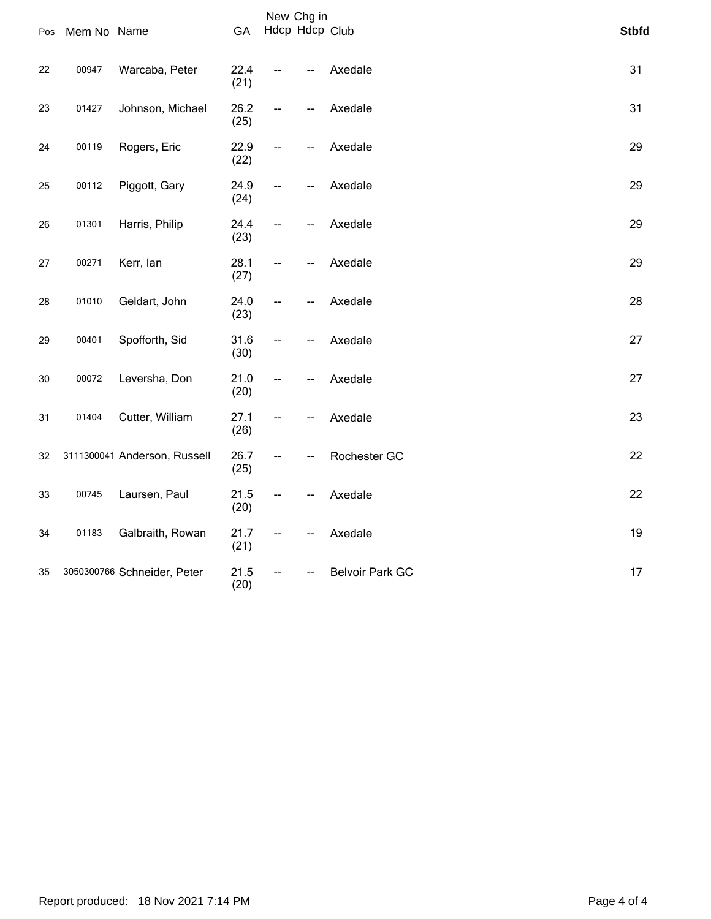| Pos | Mem No | Name | GA | New Hdcp | Chg in Hdcp | Club | **Stbfd** |
|---|---|---|---|---|---|---|---|
| 22 | 00947 | Warcaba, Peter | 22.4 (21) | -- | -- | Axedale | 31 |
| 23 | 01427 | Johnson, Michael | 26.2 (25) | -- | -- | Axedale | 31 |
| 24 | 00119 | Rogers, Eric | 22.9 (22) | -- | -- | Axedale | 29 |
| 25 | 00112 | Piggott, Gary | 24.9 (24) | -- | -- | Axedale | 29 |
| 26 | 01301 | Harris, Philip | 24.4 (23) | -- | -- | Axedale | 29 |
| 27 | 00271 | Kerr, Ian | 28.1 (27) | -- | -- | Axedale | 29 |
| 28 | 01010 | Geldart, John | 24.0 (23) | -- | -- | Axedale | 28 |
| 29 | 00401 | Spofforth, Sid | 31.6 (30) | -- | -- | Axedale | 27 |
| 30 | 00072 | Leversha, Don | 21.0 (20) | -- | -- | Axedale | 27 |
| 31 | 01404 | Cutter, William | 27.1 (26) | -- | -- | Axedale | 23 |
| 32 | 3111300041 | Anderson, Russell | 26.7 (25) | -- | -- | Rochester GC | 22 |
| 33 | 00745 | Laursen, Paul | 21.5 (20) | -- | -- | Axedale | 22 |
| 34 | 01183 | Galbraith, Rowan | 21.7 (21) | -- | -- | Axedale | 19 |
| 35 | 3050300766 | Schneider, Peter | 21.5 (20) | -- | -- | Belvoir Park GC | 17 |

Report produced: 18 Nov 2021 7:14 PM